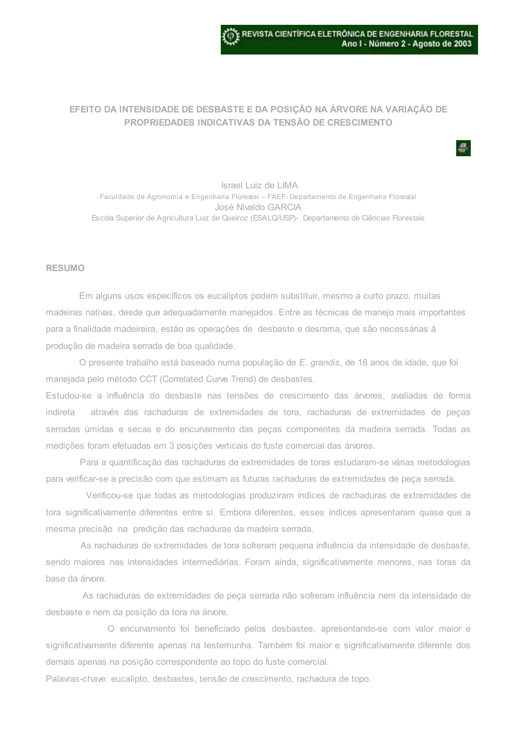# EFEITO DA INTENSIDADE DE DESBASTE E DA POSIÇÃO NA ÁRVORE NA VARIAÇÃO DE PROPRIEDADES INDICATIVAS DA TENSÃO DE CRESCIMENTO

Israel Luiz de LIMA

Faculdade de Agronomia e Engenharia Florestal – FAEF- Departamento de Engenharia Florestal

José Nivaldo GARCIA

Escola Superior de Agricultura Luiz de Queiroz (ESALQ/USP)- Departamento de Ciências Florestais

## RESUMO

Em alguns usos específicos os eucaliptos podem substituir, mesmo a curto prazo, muitas madeiras nativas, desde que adequadamente manejados. Entre as técnicas de manejo mais importantes para a finalidade madeireira, estão as operações de desbaste e desrama, que são necessárias à produção de madeira serrada de boa qualidade.

O presente trabalho está baseado numa população de *E. grandis*, de 18 anos de idade, que foi manejada pelo método CCT (Correlated Curve Trend) de desbastes.

Estudou-se a influência do desbaste nas tensões de crescimento das árvores, avaliadas de forma indireta através das rachaduras de extremidades de tora, rachaduras de extremidades de peças serradas úmidas e secas e do encurvamento das peças componentes da madeira serrada. Todas as medições foram efetuadas em 3 posições verticais do fuste comercial das árvores.

Para a quantificação das rachaduras de extremidades de toras estudaram-se várias metodologias para verificar-se a precisão com que estimam as futuras rachaduras de extremidades de peça serrada.

Verificou-se que todas as metodologias produziram índices de rachaduras de extremidades de tora significativamente diferentes entre si. Embora diferentes, esses índices apresentaram quase que a mesma precisão na predição das rachaduras da madeira serrada.

As rachaduras de extremidades de tora sofreram pequena influência da intensidade de desbaste, sendo maiores nas intensidades intermediárias. Foram ainda, significativamente menores, nas toras da base da árvore.

As rachaduras de extremidades de peça serrada não sofreram influência nem da intensidade de desbaste e nem da posição da tora na árvore.

O encurvamento foi beneficiado pelos desbastes, apresentando-se com valor maior e significativamente diferente apenas na testemunha. Também foi maior e significativamente diferente dos demais apenas na posição correspondente ao topo do fuste comercial.

Palavras-chave: eucalipto, desbastes, tensão de crescimento, rachadura de topo.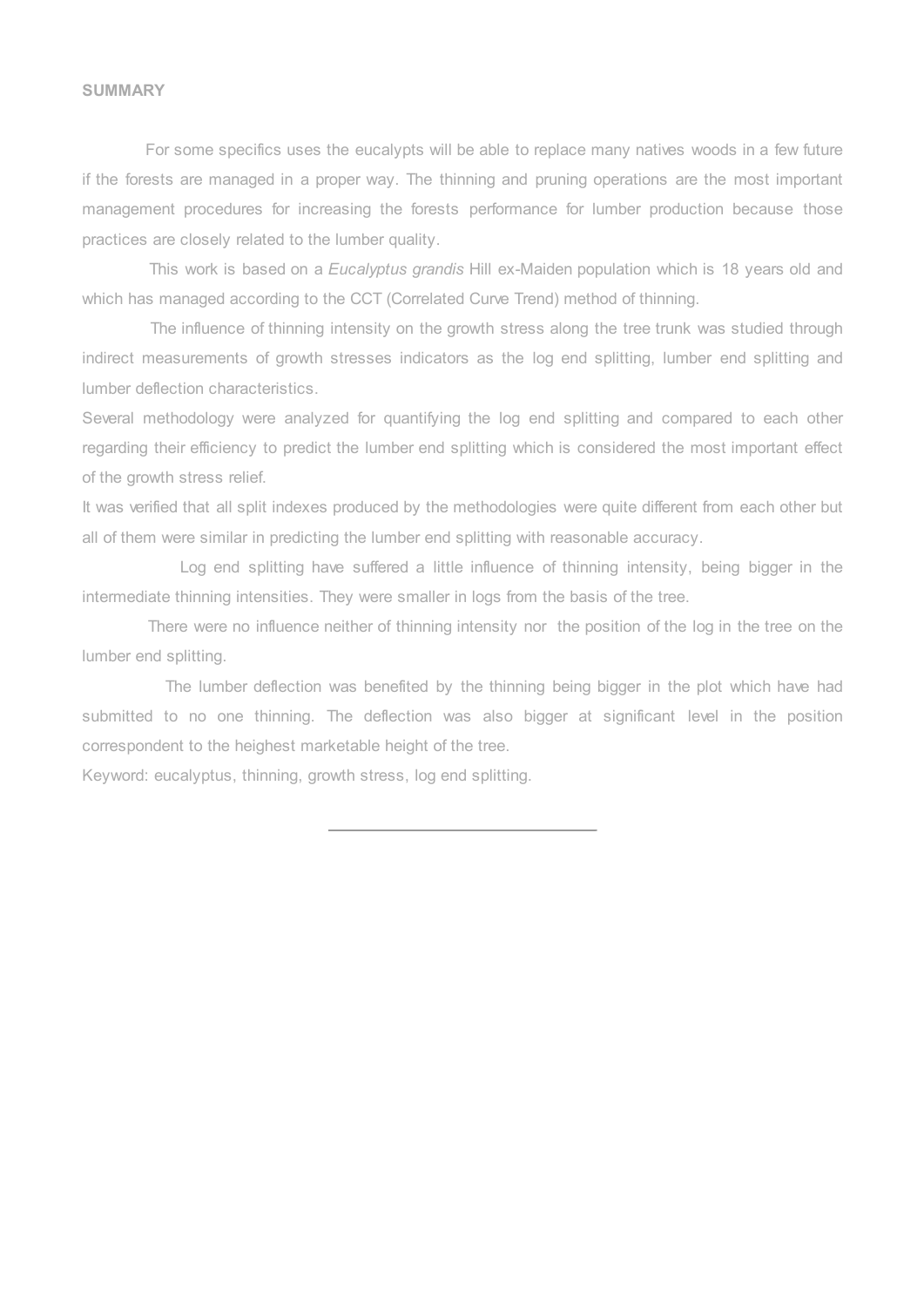**SUMMARY**

For some specifics uses the eucalypts will be able to replace many natives woods in a few future if the forests are managed in a proper way. The thinning and pruning operations are the most important management procedures for increasing the forests performance for lumber production because those practices are closely related to the lumber quality.

This work is based on a *Eucalyptus grandis* Hill ex-Maiden population which is 18 years old and which has managed according to the CCT (Correlated Curve Trend) method of thinning.

The influence of thinning intensity on the growth stress along the tree trunk was studied through indirect measurements of growth stresses indicators as the log end splitting, lumber end splitting and lumber deflection characteristics.

Several methodology were analyzed for quantifying the log end splitting and compared to each other regarding their efficiency to predict the lumber end splitting which is considered the most important effect of the growth stress relief.

It was verified that all split indexes produced by the methodologies were quite different from each other but all of them were similar in predicting the lumber end splitting with reasonable accuracy.

Log end splitting have suffered a little influence of thinning intensity, being bigger in the intermediate thinning intensities. They were smaller in logs from the basis of the tree.

There were no influence neither of thinning intensity nor the position of the log in the tree on the lumber end splitting.

The lumber deflection was benefited by the thinning being bigger in the plot which have had submitted to no one thinning. The deflection was also bigger at significant level in the position correspondent to the heighest marketable height of the tree.

Keyword: eucalyptus, thinning, growth stress, log end splitting.